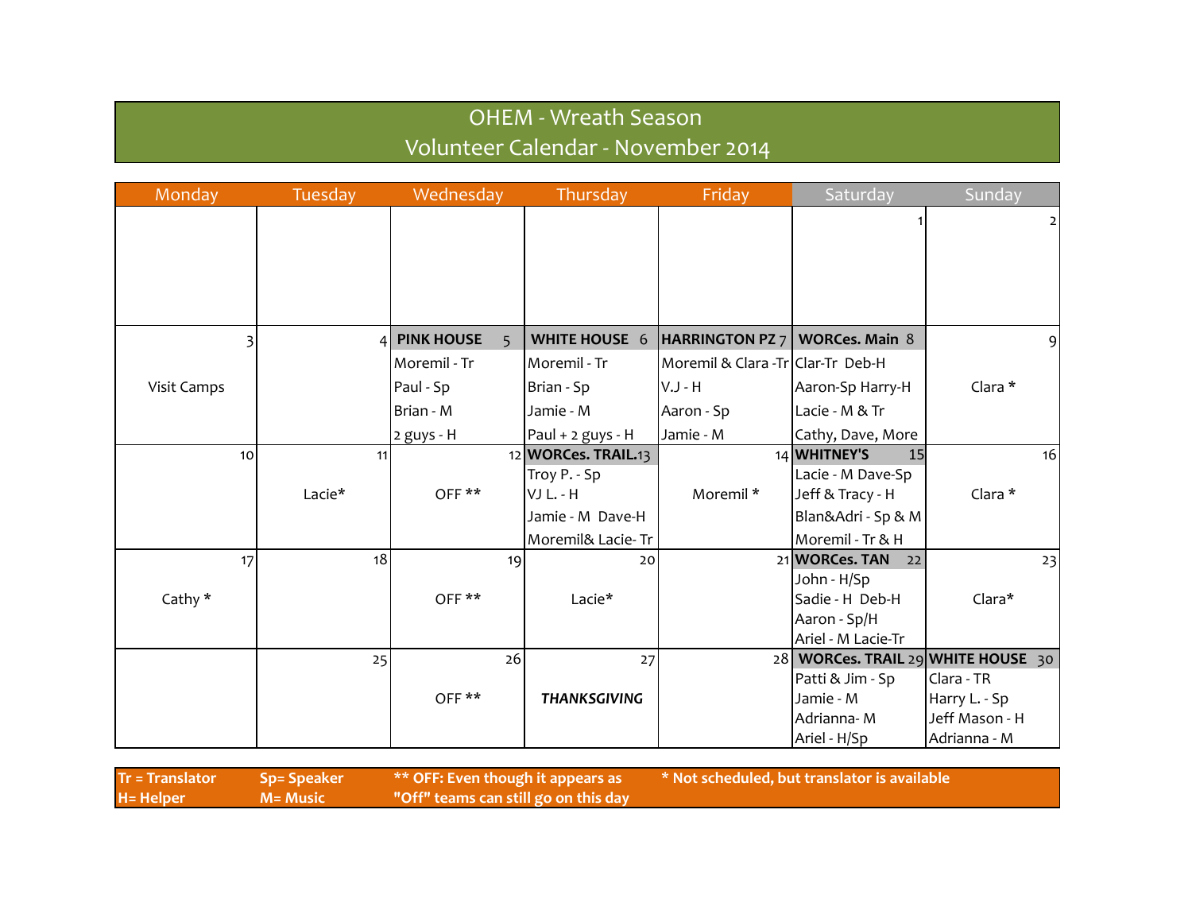# OHEM - Wreath Season

## Volunteer Calendar - November 2014

| Monday | Tuesday | Wednesday | Thursday | Friday | Saturday | Sunday |
|---|---|---|---|---|---|---|
| | | | | | 1 | 2 |
| 3<br>Visit Camps | 4 | **PINK HOUSE** 5<br>Moremil - Tr<br>Paul - Sp<br>Brian - M<br>2 guys - H | **WHITE HOUSE** 6<br>Moremil - Tr<br>Brian - Sp<br>Jamie - M<br>Paul + 2 guys - H | **HARRINGTON PZ** 7<br>Moremil & Clara -Tr<br>V.J - H<br>Aaron - Sp<br>Jamie - M | **WORCes. Main** 8<br>Clar-Tr Deb-H<br>Aaron-Sp Harry-H<br>Lacie - M & Tr<br>Cathy, Dave, More | 9<br>Clara * |
| 10 | 11<br>Lacie* | 12<br>OFF ** | **WORCes. TRAIL.**13<br>Troy P. - Sp<br>VJ L. - H<br>Jamie - M Dave-H<br>Moremil& Lacie- Tr | 14<br>Moremil * | **WHITNEY'S** 15<br>Lacie - M Dave-Sp<br>Jeff & Tracy - H<br>Blan&Adri - Sp & M<br>Moremil - Tr & H | 16<br>Clara * |
| 17<br>Cathy * | 18 | 19<br>OFF ** | 20<br>Lacie* | 21 | **WORCes. TAN** 22<br>John - H/Sp<br>Sadie - H Deb-H<br>Aaron - Sp/H<br>Ariel - M Lacie-Tr | 23<br>Clara* |
| | 25 | 26<br>OFF ** | 27<br>***THANKSGIVING*** | 28 | **WORCes. TRAIL** 29<br>Patti & Jim - Sp<br>Jamie - M<br>Adrianna- M<br>Ariel - H/Sp | **WHITE HOUSE** 30<br>Clara - TR<br>Harry L. - Sp<br>Jeff Mason - H<br>Adrianna - M |

**Tr = Translator**
**H= Helper**
**Sp= Speaker**
**M= Music**
**** OFF: Even though it appears as "Off" teams can still go on this day**
*** Not scheduled, but translator is available**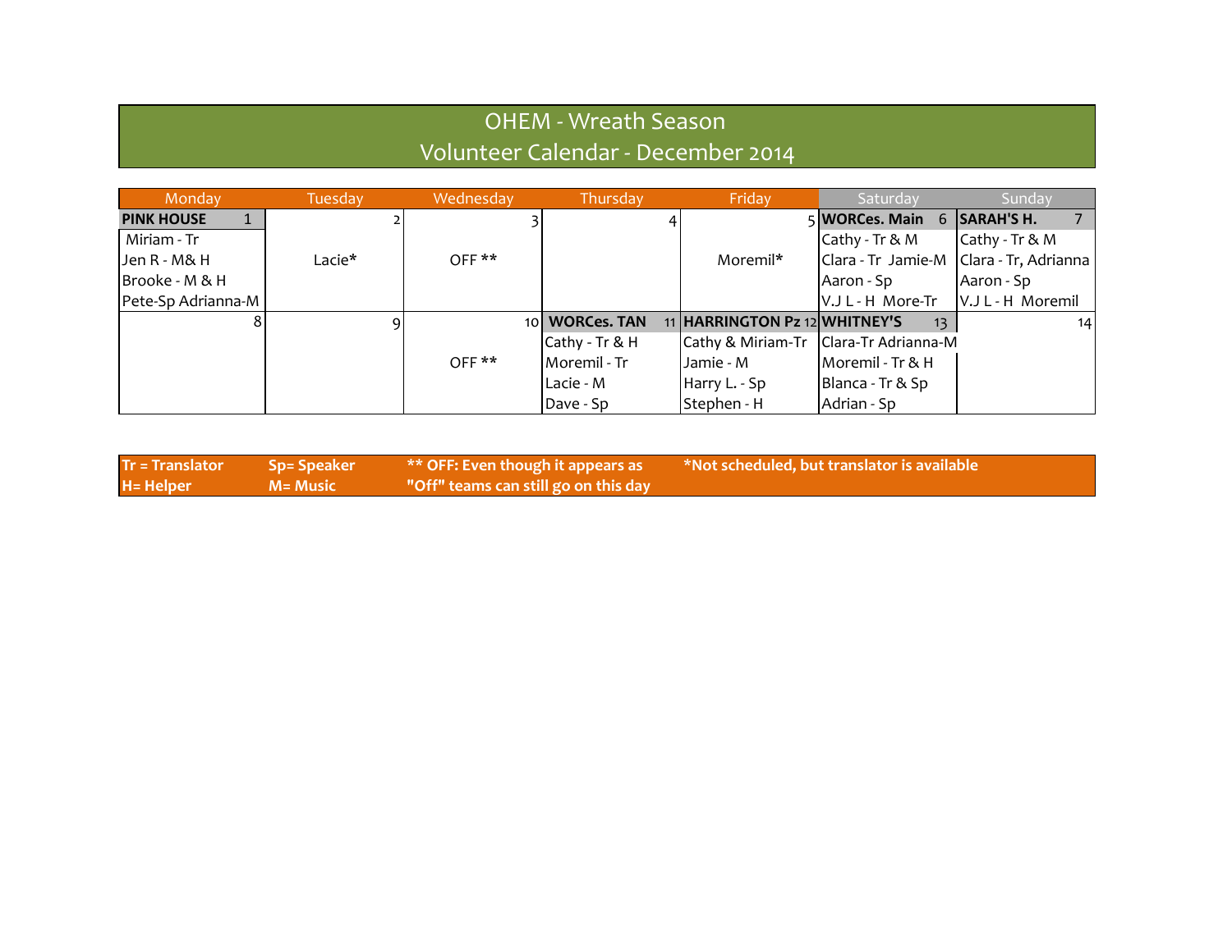# OHEM - Wreath Season

## Volunteer Calendar - December 2014

| Monday | Tuesday | Wednesday | Thursday | Friday | Saturday | Sunday |
|---|---|---|---|---|---|---|
| **PINK HOUSE** 1 | 2 | 3 | 4 | 5 | **WORCes. Main** 6 | **SARAH'S H.** 7 |
| Miriam - Tr<br>Jen R - M& H<br>Brooke - M & H<br>Pete-Sp Adrianna-M | Lacie* | OFF ** | | Moremil* | Cathy - Tr & M<br>Clara - Tr Jamie-M<br>Aaron - Sp<br>V.J L - H More-Tr | Cathy - Tr & M<br>Clara - Tr, Adrianna<br>Aaron - Sp<br>V.J L - H Moremil |
| 8 | 9 | 10 | **WORCes. TAN** 11 | **HARRINGTON Pz** 12 | **WHITNEY'S** 13 | 14 |
| | | OFF ** | Cathy - Tr & H<br>Moremil - Tr<br>Lacie - M<br>Dave - Sp | Cathy & Miriam-Tr<br>Jamie - M<br>Harry L. - Sp<br>Stephen - H | Clara-Tr Adrianna-M<br>Moremil - Tr & H<br>Blanca - Tr & Sp<br>Adrian - Sp | |

| | | | |
|---|---|---|---|
| **Tr = Translator** | **Sp= Speaker** | **** OFF: Even though it appears as** | ***Not scheduled, but translator is available** |
| **H= Helper** | **M= Music** | **"Off" teams can still go on this day** | |